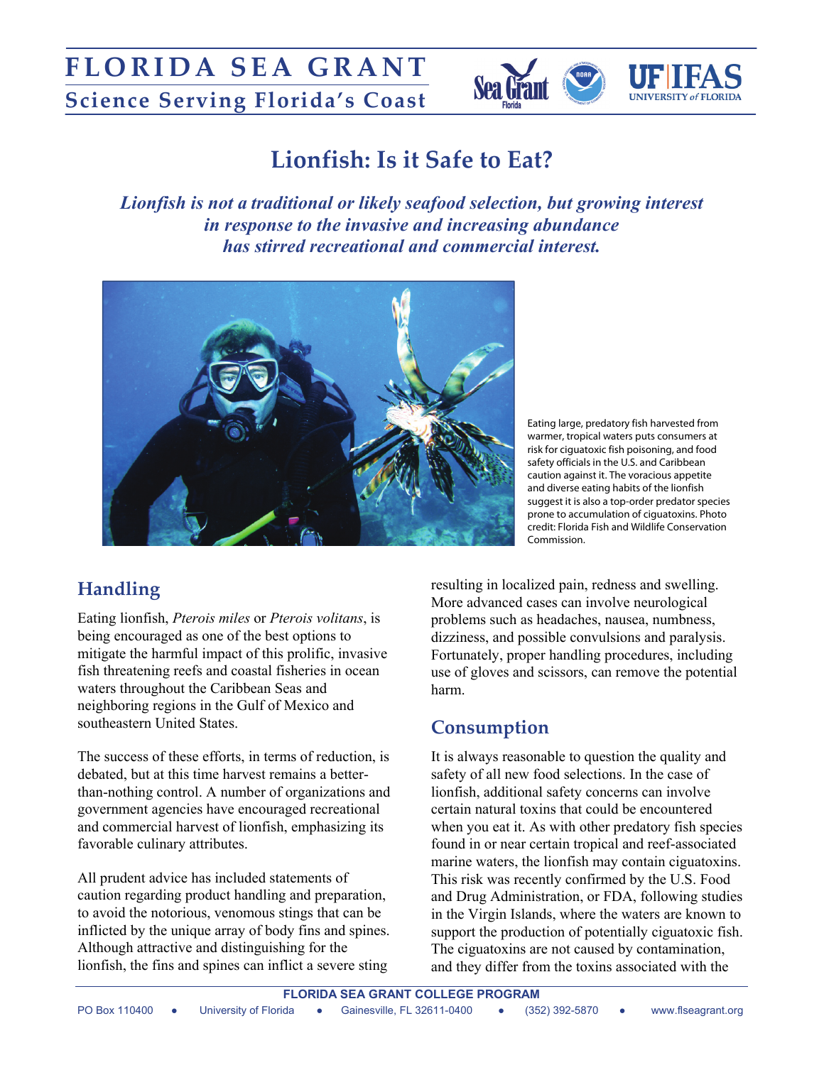# Lionfish: Is it Safe to Eat?

***Lionfish is not a traditional or likely seafood selection, but growing interest in response to the invasive and increasing abundance has stirred recreational and commercial interest.***

Eating large, predatory fish harvested from warmer, tropical waters puts consumers at risk for ciguatoxic fish poisoning, and food safety officials in the U.S. and Caribbean caution against it. The voracious appetite and diverse eating habits of the lionfish suggest it is also a top-order predator species prone to accumulation of ciguatoxins. Photo credit: Florida Fish and Wildlife Conservation Commission.

## Handling

Eating lionfish, *Pterois miles* or *Pterois volitans*, is being encouraged as one of the best options to mitigate the harmful impact of this prolific, invasive fish threatening reefs and coastal fisheries in ocean waters throughout the Caribbean Seas and neighboring regions in the Gulf of Mexico and southeastern United States.

The success of these efforts, in terms of reduction, is debated, but at this time harvest remains a better-than-nothing control. A number of organizations and government agencies have encouraged recreational and commercial harvest of lionfish, emphasizing its favorable culinary attributes.

All prudent advice has included statements of caution regarding product handling and preparation, to avoid the notorious, venomous stings that can be inflicted by the unique array of body fins and spines. Although attractive and distinguishing for the lionfish, the fins and spines can inflict a severe sting resulting in localized pain, redness and swelling. More advanced cases can involve neurological problems such as headaches, nausea, numbness, dizziness, and possible convulsions and paralysis. Fortunately, proper handling procedures, including use of gloves and scissors, can remove the potential harm.

## Consumption

It is always reasonable to question the quality and safety of all new food selections. In the case of lionfish, additional safety concerns can involve certain natural toxins that could be encountered when you eat it. As with other predatory fish species found in or near certain tropical and reef-associated marine waters, the lionfish may contain ciguatoxins. This risk was recently confirmed by the U.S. Food and Drug Administration, or FDA, following studies in the Virgin Islands, where the waters are known to support the production of potentially ciguatoxic fish. The ciguatoxins are not caused by contamination, and they differ from the toxins associated with the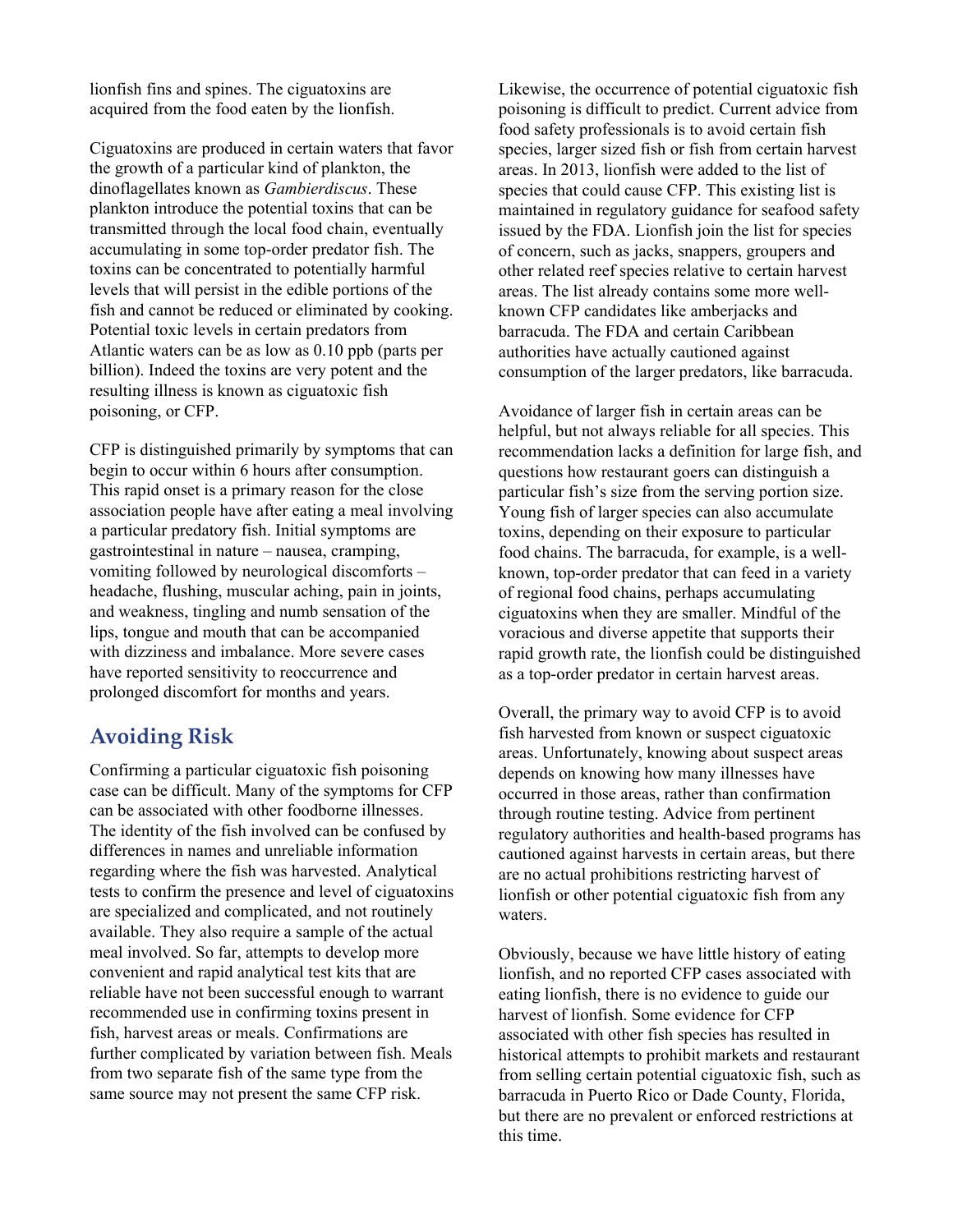lionfish fins and spines. The ciguatoxins are acquired from the food eaten by the lionfish.

Ciguatoxins are produced in certain waters that favor the growth of a particular kind of plankton, the dinoflagellates known as *Gambierdiscus*. These plankton introduce the potential toxins that can be transmitted through the local food chain, eventually accumulating in some top-order predator fish. The toxins can be concentrated to potentially harmful levels that will persist in the edible portions of the fish and cannot be reduced or eliminated by cooking. Potential toxic levels in certain predators from Atlantic waters can be as low as 0.10 ppb (parts per billion). Indeed the toxins are very potent and the resulting illness is known as ciguatoxic fish poisoning, or CFP.

CFP is distinguished primarily by symptoms that can begin to occur within 6 hours after consumption. This rapid onset is a primary reason for the close association people have after eating a meal involving a particular predatory fish. Initial symptoms are gastrointestinal in nature – nausea, cramping, vomiting followed by neurological discomforts – headache, flushing, muscular aching, pain in joints, and weakness, tingling and numb sensation of the lips, tongue and mouth that can be accompanied with dizziness and imbalance. More severe cases have reported sensitivity to reoccurrence and prolonged discomfort for months and years.

## Avoiding Risk

Confirming a particular ciguatoxic fish poisoning case can be difficult. Many of the symptoms for CFP can be associated with other foodborne illnesses. The identity of the fish involved can be confused by differences in names and unreliable information regarding where the fish was harvested. Analytical tests to confirm the presence and level of ciguatoxins are specialized and complicated, and not routinely available. They also require a sample of the actual meal involved. So far, attempts to develop more convenient and rapid analytical test kits that are reliable have not been successful enough to warrant recommended use in confirming toxins present in fish, harvest areas or meals. Confirmations are further complicated by variation between fish. Meals from two separate fish of the same type from the same source may not present the same CFP risk.

Likewise, the occurrence of potential ciguatoxic fish poisoning is difficult to predict. Current advice from food safety professionals is to avoid certain fish species, larger sized fish or fish from certain harvest areas. In 2013, lionfish were added to the list of species that could cause CFP. This existing list is maintained in regulatory guidance for seafood safety issued by the FDA. Lionfish join the list for species of concern, such as jacks, snappers, groupers and other related reef species relative to certain harvest areas. The list already contains some more well-known CFP candidates like amberjacks and barracuda. The FDA and certain Caribbean authorities have actually cautioned against consumption of the larger predators, like barracuda.

Avoidance of larger fish in certain areas can be helpful, but not always reliable for all species. This recommendation lacks a definition for large fish, and questions how restaurant goers can distinguish a particular fish's size from the serving portion size. Young fish of larger species can also accumulate toxins, depending on their exposure to particular food chains. The barracuda, for example, is a well-known, top-order predator that can feed in a variety of regional food chains, perhaps accumulating ciguatoxins when they are smaller. Mindful of the voracious and diverse appetite that supports their rapid growth rate, the lionfish could be distinguished as a top-order predator in certain harvest areas.

Overall, the primary way to avoid CFP is to avoid fish harvested from known or suspect ciguatoxic areas. Unfortunately, knowing about suspect areas depends on knowing how many illnesses have occurred in those areas, rather than confirmation through routine testing. Advice from pertinent regulatory authorities and health-based programs has cautioned against harvests in certain areas, but there are no actual prohibitions restricting harvest of lionfish or other potential ciguatoxic fish from any waters.

Obviously, because we have little history of eating lionfish, and no reported CFP cases associated with eating lionfish, there is no evidence to guide our harvest of lionfish. Some evidence for CFP associated with other fish species has resulted in historical attempts to prohibit markets and restaurant from selling certain potential ciguatoxic fish, such as barracuda in Puerto Rico or Dade County, Florida, but there are no prevalent or enforced restrictions at this time.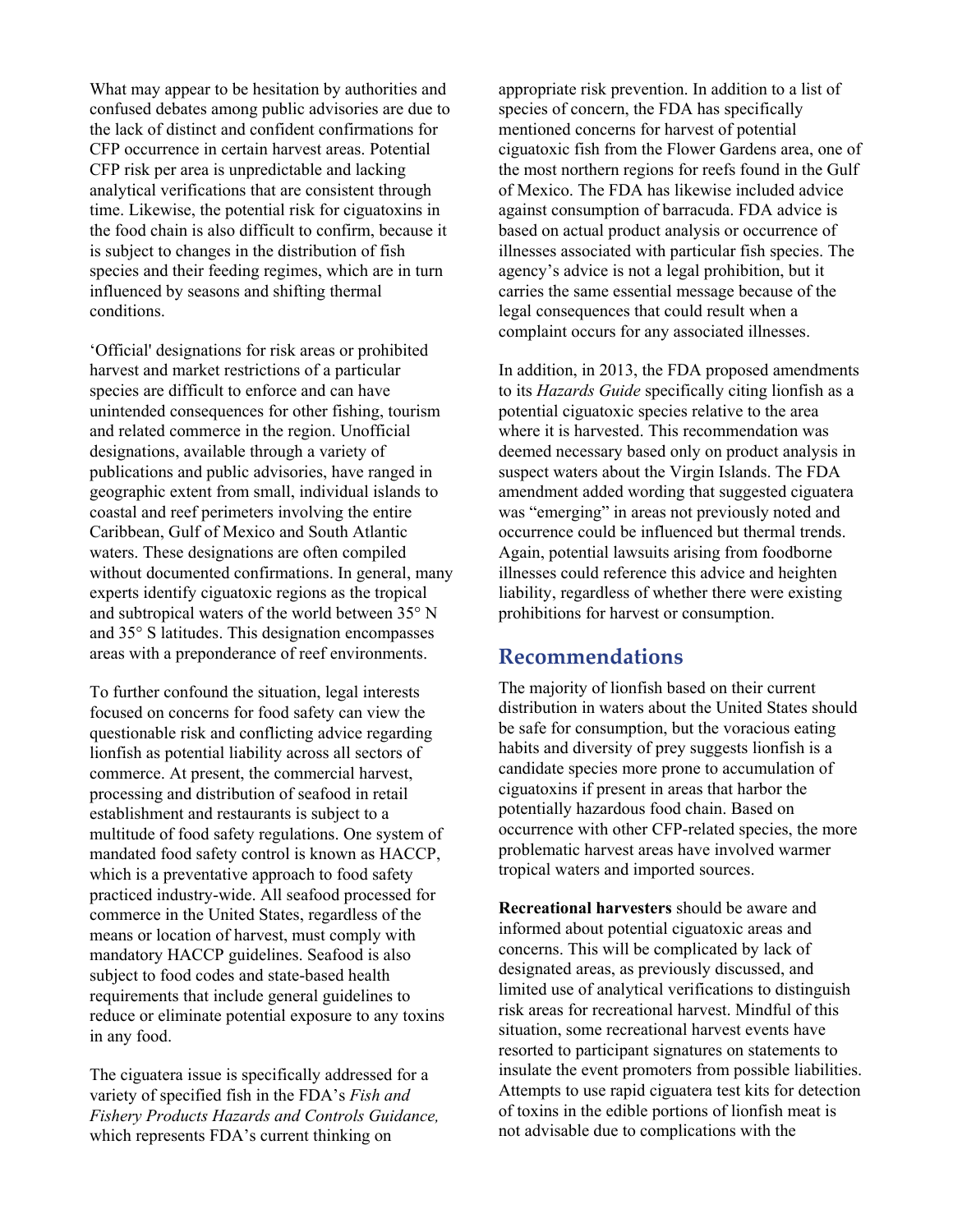What may appear to be hesitation by authorities and confused debates among public advisories are due to the lack of distinct and confident confirmations for CFP occurrence in certain harvest areas. Potential CFP risk per area is unpredictable and lacking analytical verifications that are consistent through time. Likewise, the potential risk for ciguatoxins in the food chain is also difficult to confirm, because it is subject to changes in the distribution of fish species and their feeding regimes, which are in turn influenced by seasons and shifting thermal conditions.

'Official' designations for risk areas or prohibited harvest and market restrictions of a particular species are difficult to enforce and can have unintended consequences for other fishing, tourism and related commerce in the region. Unofficial designations, available through a variety of publications and public advisories, have ranged in geographic extent from small, individual islands to coastal and reef perimeters involving the entire Caribbean, Gulf of Mexico and South Atlantic waters. These designations are often compiled without documented confirmations. In general, many experts identify ciguatoxic regions as the tropical and subtropical waters of the world between 35° N and 35° S latitudes. This designation encompasses areas with a preponderance of reef environments.

To further confound the situation, legal interests focused on concerns for food safety can view the questionable risk and conflicting advice regarding lionfish as potential liability across all sectors of commerce. At present, the commercial harvest, processing and distribution of seafood in retail establishment and restaurants is subject to a multitude of food safety regulations. One system of mandated food safety control is known as HACCP, which is a preventative approach to food safety practiced industry-wide. All seafood processed for commerce in the United States, regardless of the means or location of harvest, must comply with mandatory HACCP guidelines. Seafood is also subject to food codes and state-based health requirements that include general guidelines to reduce or eliminate potential exposure to any toxins in any food.

The ciguatera issue is specifically addressed for a variety of specified fish in the FDA's *Fish and Fishery Products Hazards and Controls Guidance,* which represents FDA's current thinking on appropriate risk prevention. In addition to a list of species of concern, the FDA has specifically mentioned concerns for harvest of potential ciguatoxic fish from the Flower Gardens area, one of the most northern regions for reefs found in the Gulf of Mexico. The FDA has likewise included advice against consumption of barracuda. FDA advice is based on actual product analysis or occurrence of illnesses associated with particular fish species. The agency's advice is not a legal prohibition, but it carries the same essential message because of the legal consequences that could result when a complaint occurs for any associated illnesses.

In addition, in 2013, the FDA proposed amendments to its *Hazards Guide* specifically citing lionfish as a potential ciguatoxic species relative to the area where it is harvested. This recommendation was deemed necessary based only on product analysis in suspect waters about the Virgin Islands. The FDA amendment added wording that suggested ciguatera was "emerging" in areas not previously noted and occurrence could be influenced but thermal trends. Again, potential lawsuits arising from foodborne illnesses could reference this advice and heighten liability, regardless of whether there were existing prohibitions for harvest or consumption.

## Recommendations

The majority of lionfish based on their current distribution in waters about the United States should be safe for consumption, but the voracious eating habits and diversity of prey suggests lionfish is a candidate species more prone to accumulation of ciguatoxins if present in areas that harbor the potentially hazardous food chain. Based on occurrence with other CFP-related species, the more problematic harvest areas have involved warmer tropical waters and imported sources.

**Recreational harvesters** should be aware and informed about potential ciguatoxic areas and concerns. This will be complicated by lack of designated areas, as previously discussed, and limited use of analytical verifications to distinguish risk areas for recreational harvest. Mindful of this situation, some recreational harvest events have resorted to participant signatures on statements to insulate the event promoters from possible liabilities. Attempts to use rapid ciguatera test kits for detection of toxins in the edible portions of lionfish meat is not advisable due to complications with the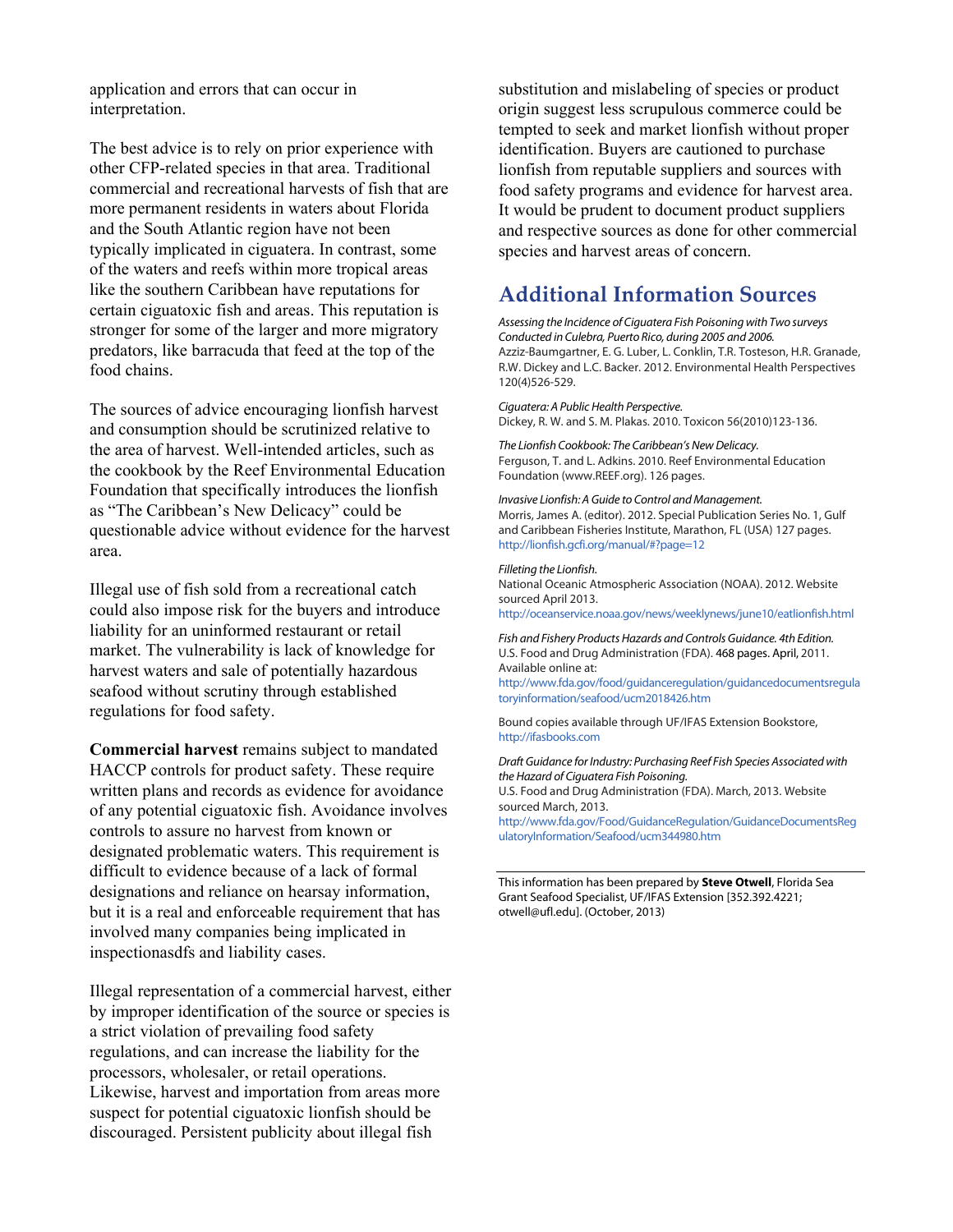application and errors that can occur in interpretation.

The best advice is to rely on prior experience with other CFP-related species in that area. Traditional commercial and recreational harvests of fish that are more permanent residents in waters about Florida and the South Atlantic region have not been typically implicated in ciguatera. In contrast, some of the waters and reefs within more tropical areas like the southern Caribbean have reputations for certain ciguatoxic fish and areas. This reputation is stronger for some of the larger and more migratory predators, like barracuda that feed at the top of the food chains.

The sources of advice encouraging lionfish harvest and consumption should be scrutinized relative to the area of harvest. Well-intended articles, such as the cookbook by the Reef Environmental Education Foundation that specifically introduces the lionfish as "The Caribbean's New Delicacy" could be questionable advice without evidence for the harvest area.

Illegal use of fish sold from a recreational catch could also impose risk for the buyers and introduce liability for an uninformed restaurant or retail market. The vulnerability is lack of knowledge for harvest waters and sale of potentially hazardous seafood without scrutiny through established regulations for food safety.

**Commercial harvest** remains subject to mandated HACCP controls for product safety. These require written plans and records as evidence for avoidance of any potential ciguatoxic fish. Avoidance involves controls to assure no harvest from known or designated problematic waters. This requirement is difficult to evidence because of a lack of formal designations and reliance on hearsay information, but it is a real and enforceable requirement that has involved many companies being implicated in inspectionasdfs and liability cases.

Illegal representation of a commercial harvest, either by improper identification of the source or species is a strict violation of prevailing food safety regulations, and can increase the liability for the processors, wholesaler, or retail operations. Likewise, harvest and importation from areas more suspect for potential ciguatoxic lionfish should be discouraged. Persistent publicity about illegal fish substitution and mislabeling of species or product origin suggest less scrupulous commerce could be tempted to seek and market lionfish without proper identification. Buyers are cautioned to purchase lionfish from reputable suppliers and sources with food safety programs and evidence for harvest area. It would be prudent to document product suppliers and respective sources as done for other commercial species and harvest areas of concern.

## Additional Information Sources

*Assessing the Incidence of Ciguatera Fish Poisoning with Two surveys Conducted in Culebra, Puerto Rico, during 2005 and 2006.*
Azziz-Baumgartner, E. G. Luber, L. Conklin, T.R. Tosteson, H.R. Granade, R.W. Dickey and L.C. Backer. 2012. Environmental Health Perspectives 120(4)526-529.

*Ciguatera: A Public Health Perspective.*
Dickey, R. W. and S. M. Plakas. 2010. Toxicon 56(2010)123-136.

*The Lionfish Cookbook: The Caribbean's New Delicacy.*
Ferguson, T. and L. Adkins. 2010. Reef Environmental Education Foundation (www.REEF.org). 126 pages.

*Invasive Lionfish: A Guide to Control and Management.*
Morris, James A. (editor). 2012. Special Publication Series No. 1, Gulf and Caribbean Fisheries Institute, Marathon, FL (USA) 127 pages.
http://lionfish.gcfi.org/manual/#?page=12

*Filleting the Lionfish.*
National Oceanic Atmospheric Association (NOAA). 2012. Website sourced April 2013.
http://oceanservice.noaa.gov/news/weeklynews/june10/eatlionfish.html

*Fish and Fishery Products Hazards and Controls Guidance. 4th Edition.*
U.S. Food and Drug Administration (FDA). 468 pages. April, 2011. Available online at:
http://www.fda.gov/food/guidanceregulation/guidancedocumentsregulatoryinformation/seafood/ucm2018426.htm

Bound copies available through UF/IFAS Extension Bookstore, http://ifasbooks.com

*Draft Guidance for Industry: Purchasing Reef Fish Species Associated with the Hazard of Ciguatera Fish Poisoning.*
U.S. Food and Drug Administration (FDA). March, 2013. Website sourced March, 2013.
http://www.fda.gov/Food/GuidanceRegulation/GuidanceDocumentsRegulatoryInformation/Seafood/ucm344980.htm

---

This information has been prepared by **Steve Otwell**, Florida Sea Grant Seafood Specialist, UF/IFAS Extension [352.392.4221; otwell@ufl.edu]. (October, 2013)